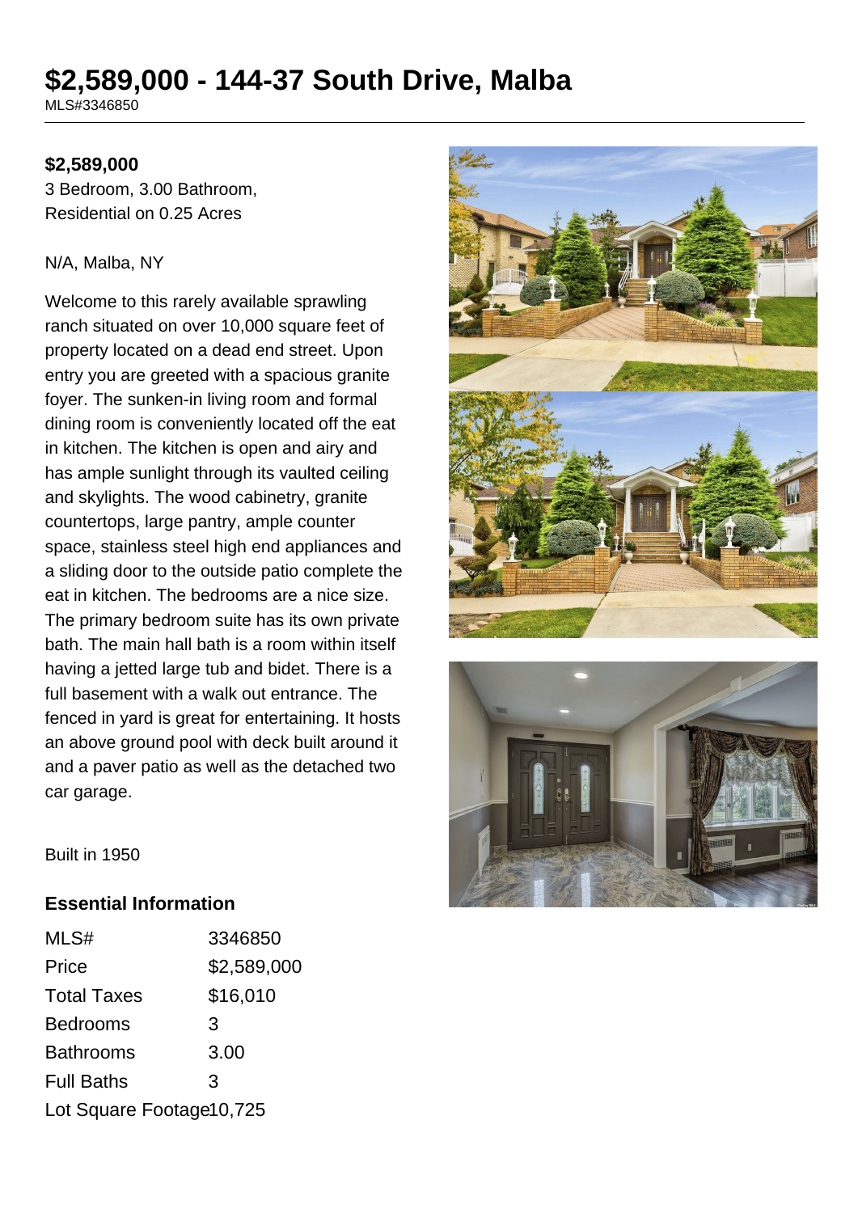# $2,589,000 - 144-37 South Drive, Malba

MLS#3346850

**$2,589,000**
3 Bedroom, 3.00 Bathroom,
Residential on 0.25 Acres

N/A, Malba, NY

Welcome to this rarely available sprawling ranch situated on over 10,000 square feet of property located on a dead end street. Upon entry you are greeted with a spacious granite foyer. The sunken-in living room and formal dining room is conveniently located off the eat in kitchen. The kitchen is open and airy and has ample sunlight through its vaulted ceiling and skylights. The wood cabinetry, granite countertops, large pantry, ample counter space, stainless steel high end appliances and a sliding door to the outside patio complete the eat in kitchen. The bedrooms are a nice size. The primary bedroom suite has its own private bath. The main hall bath is a room within itself having a jetted large tub and bidet. There is a full basement with a walk out entrance. The fenced in yard is great for entertaining. It hosts an above ground pool with deck built around it and a paver patio as well as the detached two car garage.

Built in 1950

## Essential Information

| | |
|---|---|
| MLS# | 3346850 |
| Price | $2,589,000 |
| Total Taxes | $16,010 |
| Bedrooms | 3 |
| Bathrooms | 3.00 |
| Full Baths | 3 |
| Lot Square Footage | 10,725 |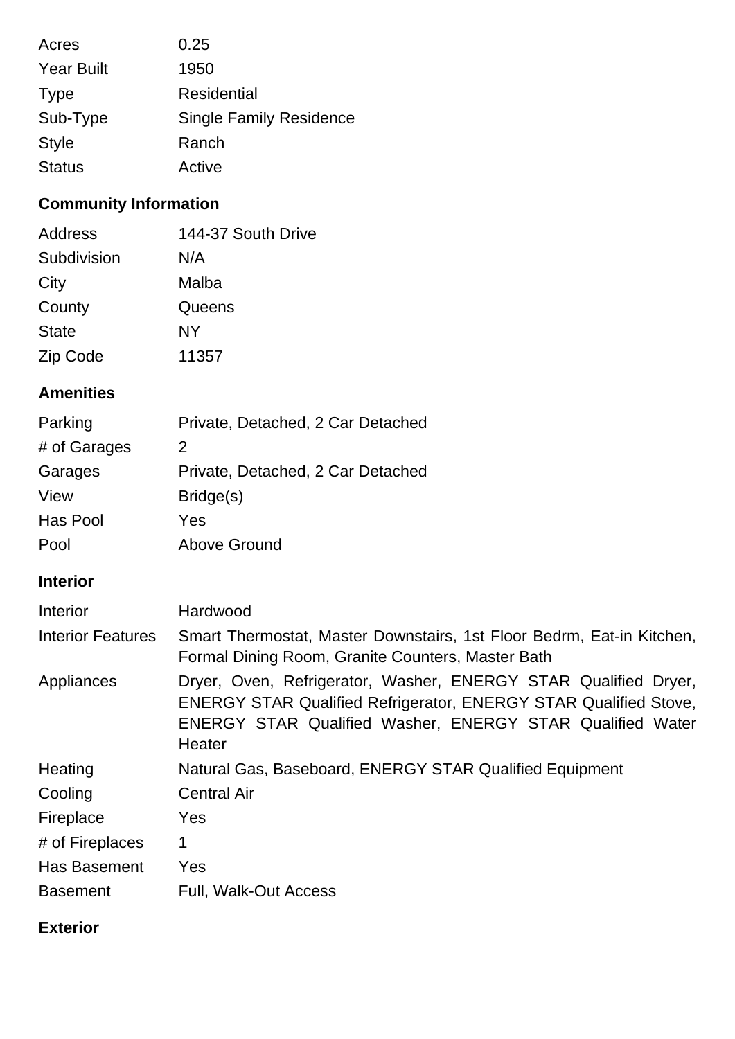| | |
|---|---|
| Acres | 0.25 |
| Year Built | 1950 |
| Type | Residential |
| Sub-Type | Single Family Residence |
| Style | Ranch |
| Status | Active |

### Community Information

| | |
|---|---|
| Address | 144-37 South Drive |
| Subdivision | N/A |
| City | Malba |
| County | Queens |
| State | NY |
| Zip Code | 11357 |

### Amenities

| | |
|---|---|
| Parking | Private, Detached, 2 Car Detached |
| # of Garages | 2 |
| Garages | Private, Detached, 2 Car Detached |
| View | Bridge(s) |
| Has Pool | Yes |
| Pool | Above Ground |

### Interior

| | |
|---|---|
| Interior | Hardwood |
| Interior Features | Smart Thermostat, Master Downstairs, 1st Floor Bedrm, Eat-in Kitchen, Formal Dining Room, Granite Counters, Master Bath |
| Appliances | Dryer, Oven, Refrigerator, Washer, ENERGY STAR Qualified Dryer, ENERGY STAR Qualified Refrigerator, ENERGY STAR Qualified Stove, ENERGY STAR Qualified Washer, ENERGY STAR Qualified Water Heater |
| Heating | Natural Gas, Baseboard, ENERGY STAR Qualified Equipment |
| Cooling | Central Air |
| Fireplace | Yes |
| # of Fireplaces | 1 |
| Has Basement | Yes |
| Basement | Full, Walk-Out Access |

### Exterior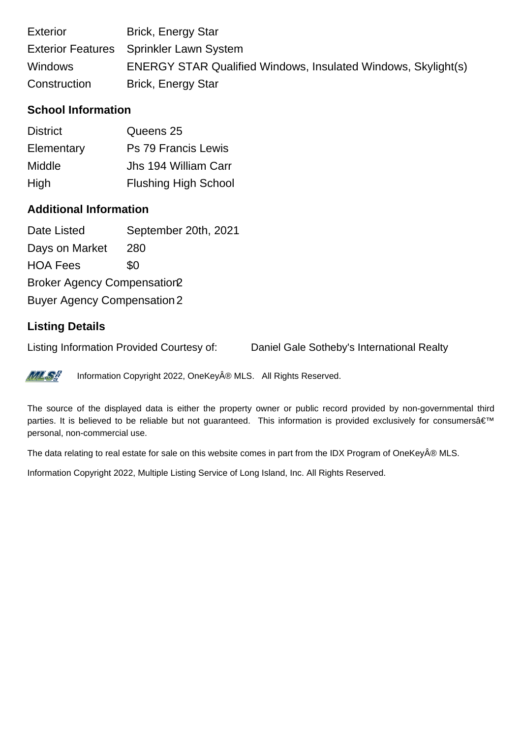| | |
|---|---|
| Exterior | Brick, Energy Star |
| Exterior Features | Sprinkler Lawn System |
| Windows | ENERGY STAR Qualified Windows, Insulated Windows, Skylight(s) |
| Construction | Brick, Energy Star |

## School Information

| | |
|---|---|
| District | Queens 25 |
| Elementary | Ps 79 Francis Lewis |
| Middle | Jhs 194 William Carr |
| High | Flushing High School |

## Additional Information

| | |
|---|---|
| Date Listed | September 20th, 2021 |
| Days on Market | 280 |
| HOA Fees | $0 |
| Broker Agency Compensation | 2 |
| Buyer Agency Compensation | 2 |

## Listing Details

Listing Information Provided Courtesy of: Daniel Gale Sotheby's International Realty

Information Copyright 2022, OneKeyÂ® MLS. All Rights Reserved.

The source of the displayed data is either the property owner or public record provided by non-governmental third parties. It is believed to be reliable but not guaranteed. This information is provided exclusively for consumersâ€™ personal, non-commercial use.

The data relating to real estate for sale on this website comes in part from the IDX Program of OneKeyÂ® MLS.

Information Copyright 2022, Multiple Listing Service of Long Island, Inc. All Rights Reserved.